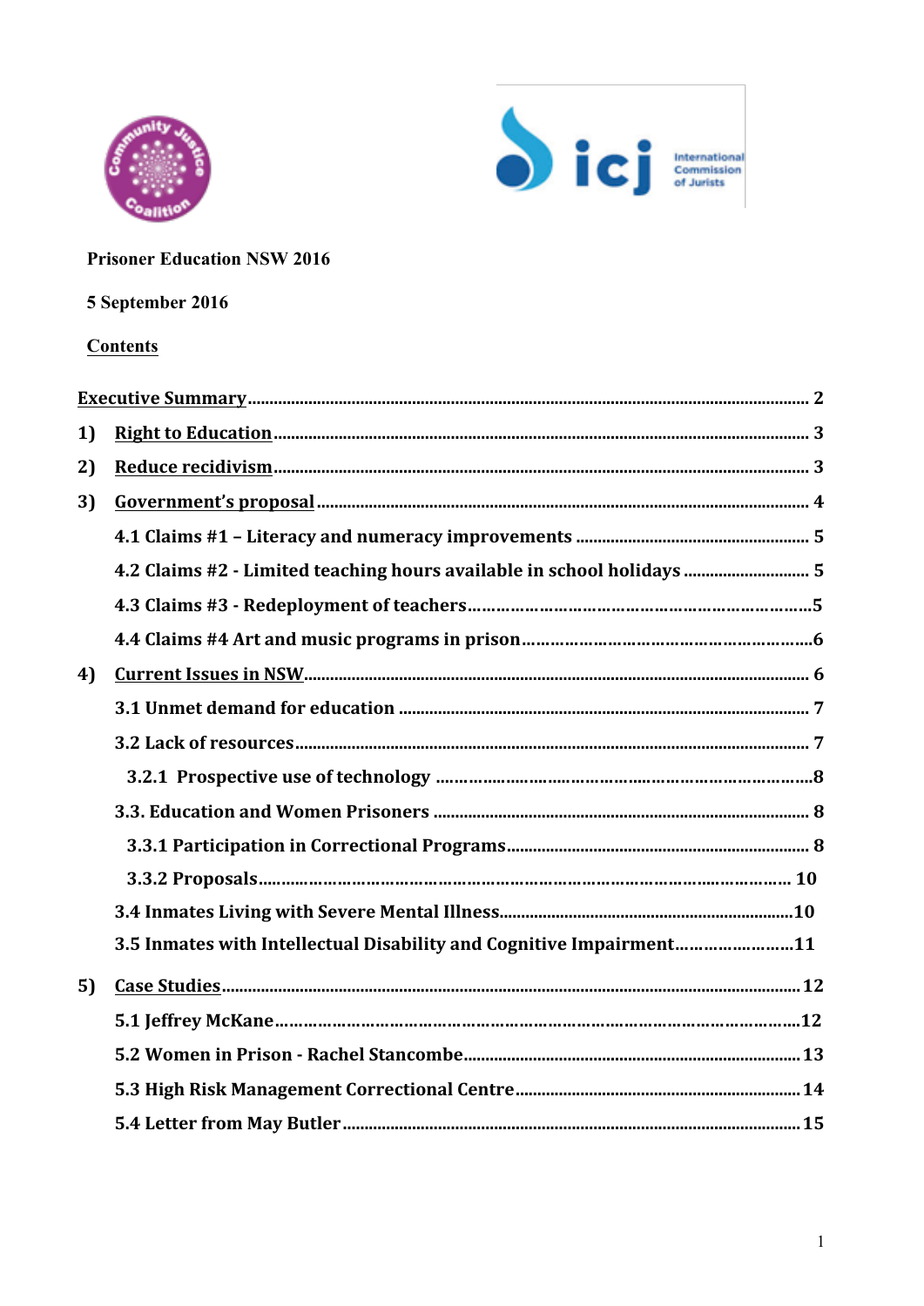**Prisoner Education NSW 2016**

**5 September 2016**

**Contents**

- **Executive Summary** .......... 2
- **1) Right to Education** .......... 3
- **2) Reduce recidivism** .......... 3
- **3) Government's proposal** .......... 4
  - **4.1 Claims #1 – Literacy and numeracy improvements** .......... 5
  - **4.2 Claims #2 - Limited teaching hours available in school holidays** .......... 5
  - **4.3 Claims #3 - Redeployment of teachers** .......... 5
  - **4.4 Claims #4 Art and music programs in prison** .......... 6
- **4) Current Issues in NSW** .......... 6
  - **3.1 Unmet demand for education** .......... 7
  - **3.2 Lack of resources** .......... 7
    - **3.2.1 Prospective use of technology** .......... 8
  - **3.3. Education and Women Prisoners** .......... 8
    - **3.3.1 Participation in Correctional Programs** .......... 8
    - **3.3.2 Proposals** .......... 10
  - **3.4 Inmates Living with Severe Mental Illness** .......... 10
  - **3.5 Inmates with Intellectual Disability and Cognitive Impairment** .......... 11
- **5) Case Studies** .......... 12
  - **5.1 Jeffrey McKane** .......... 12
  - **5.2 Women in Prison - Rachel Stancombe** .......... 13
  - **5.3 High Risk Management Correctional Centre** .......... 14
  - **5.4 Letter from May Butler** .......... 15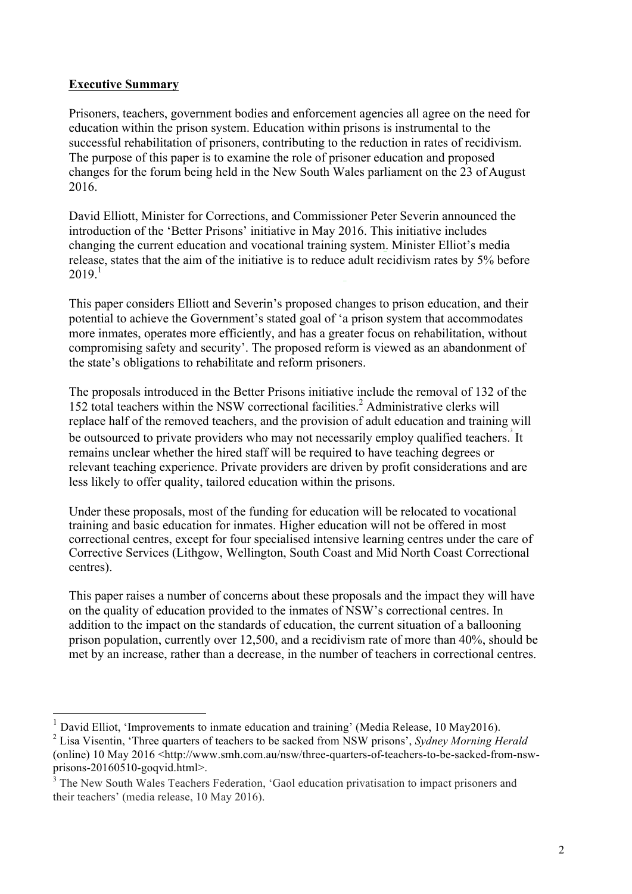## Executive Summary

Prisoners, teachers, government bodies and enforcement agencies all agree on the need for education within the prison system. Education within prisons is instrumental to the successful rehabilitation of prisoners, contributing to the reduction in rates of recidivism. The purpose of this paper is to examine the role of prisoner education and proposed changes for the forum being held in the New South Wales parliament on the 23 of August 2016.

David Elliott, Minister for Corrections, and Commissioner Peter Severin announced the introduction of the 'Better Prisons' initiative in May 2016. This initiative includes changing the current education and vocational training system. Minister Elliot's media release, states that the aim of the initiative is to reduce adult recidivism rates by 5% before 2019.[1]

This paper considers Elliott and Severin's proposed changes to prison education, and their potential to achieve the Government's stated goal of 'a prison system that accommodates more inmates, operates more efficiently, and has a greater focus on rehabilitation, without compromising safety and security'. The proposed reform is viewed as an abandonment of the state's obligations to rehabilitate and reform prisoners.

The proposals introduced in the Better Prisons initiative include the removal of 132 of the 152 total teachers within the NSW correctional facilities.[2] Administrative clerks will replace half of the removed teachers, and the provision of adult education and training will be outsourced to private providers who may not necessarily employ qualified teachers.[3] It remains unclear whether the hired staff will be required to have teaching degrees or relevant teaching experience. Private providers are driven by profit considerations and are less likely to offer quality, tailored education within the prisons.

Under these proposals, most of the funding for education will be relocated to vocational training and basic education for inmates. Higher education will not be offered in most correctional centres, except for four specialised intensive learning centres under the care of Corrective Services (Lithgow, Wellington, South Coast and Mid North Coast Correctional centres).

This paper raises a number of concerns about these proposals and the impact they will have on the quality of education provided to the inmates of NSW's correctional centres. In addition to the impact on the standards of education, the current situation of a ballooning prison population, currently over 12,500, and a recidivism rate of more than 40%, should be met by an increase, rather than a decrease, in the number of teachers in correctional centres.

---

[1] David Elliot, 'Improvements to inmate education and training' (Media Release, 10 May2016).

[2] Lisa Visentin, 'Three quarters of teachers to be sacked from NSW prisons', *Sydney Morning Herald* (online) 10 May 2016 <http://www.smh.com.au/nsw/three-quarters-of-teachers-to-be-sacked-from-nsw-prisons-20160510-goqvid.html>.

[3] The New South Wales Teachers Federation, 'Gaol education privatisation to impact prisoners and their teachers' (media release, 10 May 2016).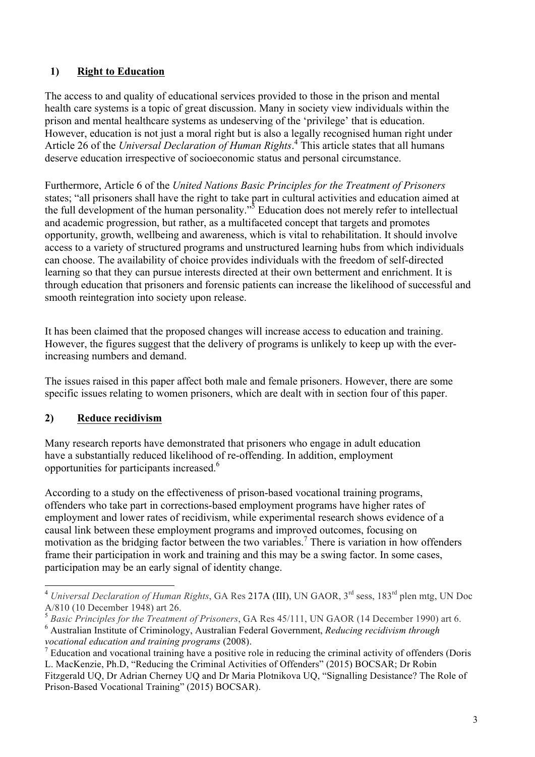## 1) Right to Education

The access to and quality of educational services provided to those in the prison and mental health care systems is a topic of great discussion. Many in society view individuals within the prison and mental healthcare systems as undeserving of the 'privilege' that is education. However, education is not just a moral right but is also a legally recognised human right under Article 26 of the *Universal Declaration of Human Rights*.[4] This article states that all humans deserve education irrespective of socioeconomic status and personal circumstance.

Furthermore, Article 6 of the *United Nations Basic Principles for the Treatment of Prisoners* states; "all prisoners shall have the right to take part in cultural activities and education aimed at the full development of the human personality."[5] Education does not merely refer to intellectual and academic progression, but rather, as a multifaceted concept that targets and promotes opportunity, growth, wellbeing and awareness, which is vital to rehabilitation. It should involve access to a variety of structured programs and unstructured learning hubs from which individuals can choose. The availability of choice provides individuals with the freedom of self-directed learning so that they can pursue interests directed at their own betterment and enrichment. It is through education that prisoners and forensic patients can increase the likelihood of successful and smooth reintegration into society upon release.

It has been claimed that the proposed changes will increase access to education and training. However, the figures suggest that the delivery of programs is unlikely to keep up with the ever-increasing numbers and demand.

The issues raised in this paper affect both male and female prisoners. However, there are some specific issues relating to women prisoners, which are dealt with in section four of this paper.

## 2) Reduce recidivism

Many research reports have demonstrated that prisoners who engage in adult education have a substantially reduced likelihood of re-offending. In addition, employment opportunities for participants increased.[6]

According to a study on the effectiveness of prison-based vocational training programs, offenders who take part in corrections-based employment programs have higher rates of employment and lower rates of recidivism, while experimental research shows evidence of a causal link between these employment programs and improved outcomes, focusing on motivation as the bridging factor between the two variables.[7] There is variation in how offenders frame their participation in work and training and this may be a swing factor. In some cases, participation may be an early signal of identity change.

---

[4] *Universal Declaration of Human Rights*, GA Res 217A (III), UN GAOR, 3rd sess, 183rd plen mtg, UN Doc A/810 (10 December 1948) art 26.

[5] *Basic Principles for the Treatment of Prisoners*, GA Res 45/111, UN GAOR (14 December 1990) art 6.

[6] Australian Institute of Criminology, Australian Federal Government, *Reducing recidivism through vocational education and training programs* (2008).

[7] Education and vocational training have a positive role in reducing the criminal activity of offenders (Doris L. MacKenzie, Ph.D, "Reducing the Criminal Activities of Offenders" (2015) BOCSAR; Dr Robin Fitzgerald UQ, Dr Adrian Cherney UQ and Dr Maria Plotnikova UQ, "Signalling Desistance? The Role of Prison-Based Vocational Training" (2015) BOCSAR).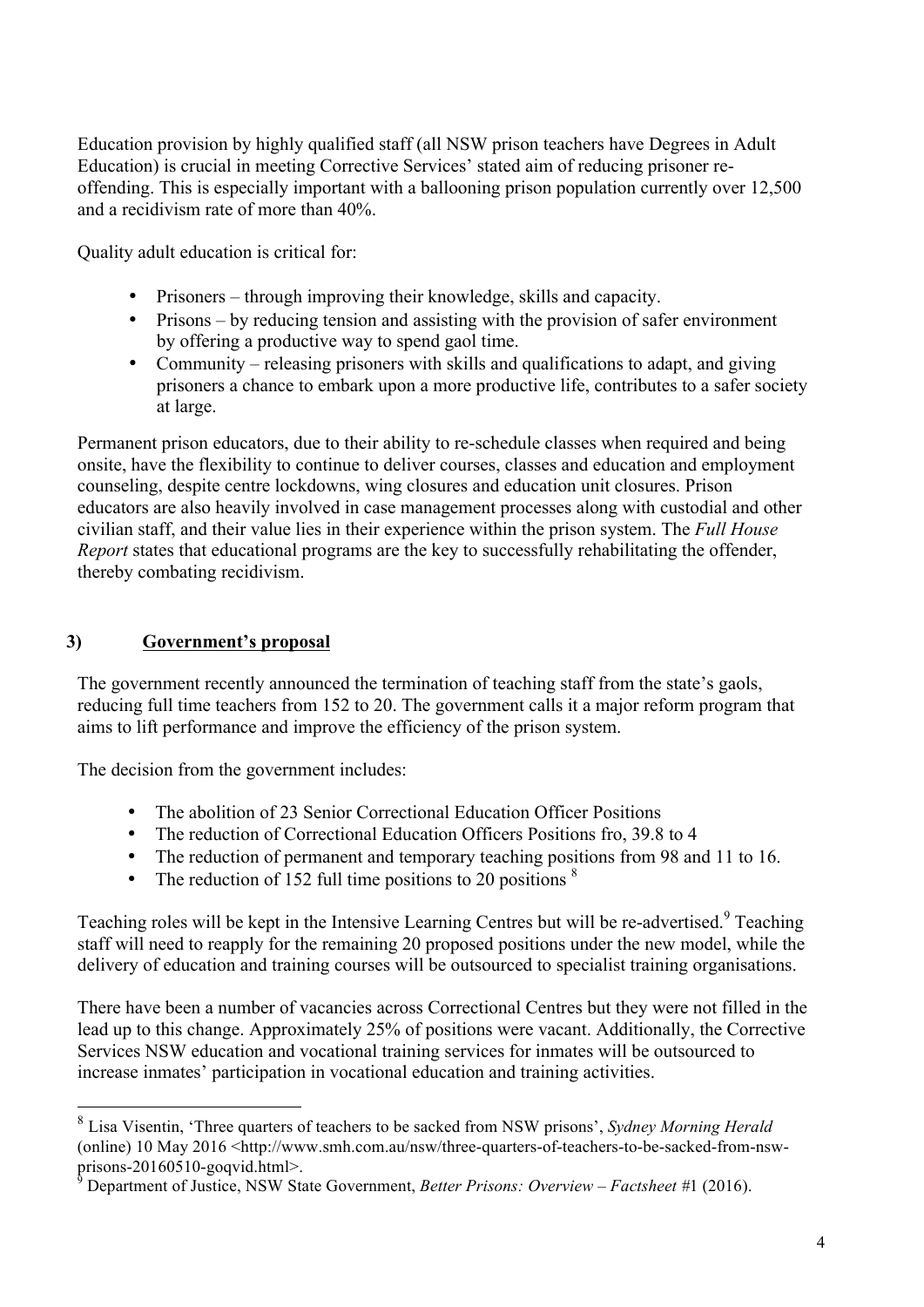Education provision by highly qualified staff (all NSW prison teachers have Degrees in Adult Education) is crucial in meeting Corrective Services' stated aim of reducing prisoner re-offending. This is especially important with a ballooning prison population currently over 12,500 and a recidivism rate of more than 40%.

Quality adult education is critical for:

- Prisoners – through improving their knowledge, skills and capacity.
- Prisons – by reducing tension and assisting with the provision of safer environment by offering a productive way to spend gaol time.
- Community – releasing prisoners with skills and qualifications to adapt, and giving prisoners a chance to embark upon a more productive life, contributes to a safer society at large.

Permanent prison educators, due to their ability to re-schedule classes when required and being onsite, have the flexibility to continue to deliver courses, classes and education and employment counseling, despite centre lockdowns, wing closures and education unit closures. Prison educators are also heavily involved in case management processes along with custodial and other civilian staff, and their value lies in their experience within the prison system. The *Full House Report* states that educational programs are the key to successfully rehabilitating the offender, thereby combating recidivism.

## 3) Government's proposal

The government recently announced the termination of teaching staff from the state's gaols, reducing full time teachers from 152 to 20. The government calls it a major reform program that aims to lift performance and improve the efficiency of the prison system.

The decision from the government includes:

- The abolition of 23 Senior Correctional Education Officer Positions
- The reduction of Correctional Education Officers Positions fro, 39.8 to 4
- The reduction of permanent and temporary teaching positions from 98 and 11 to 16.
- The reduction of 152 full time positions to 20 positions [8]

Teaching roles will be kept in the Intensive Learning Centres but will be re-advertised.[9] Teaching staff will need to reapply for the remaining 20 proposed positions under the new model, while the delivery of education and training courses will be outsourced to specialist training organisations.

There have been a number of vacancies across Correctional Centres but they were not filled in the lead up to this change. Approximately 25% of positions were vacant. Additionally, the Corrective Services NSW education and vocational training services for inmates will be outsourced to increase inmates' participation in vocational education and training activities.

---

[8] Lisa Visentin, 'Three quarters of teachers to be sacked from NSW prisons', *Sydney Morning Herald* (online) 10 May 2016 <http://www.smh.com.au/nsw/three-quarters-of-teachers-to-be-sacked-from-nsw-prisons-20160510-goqvid.html>.

[9] Department of Justice, NSW State Government, *Better Prisons: Overview – Factsheet* #1 (2016).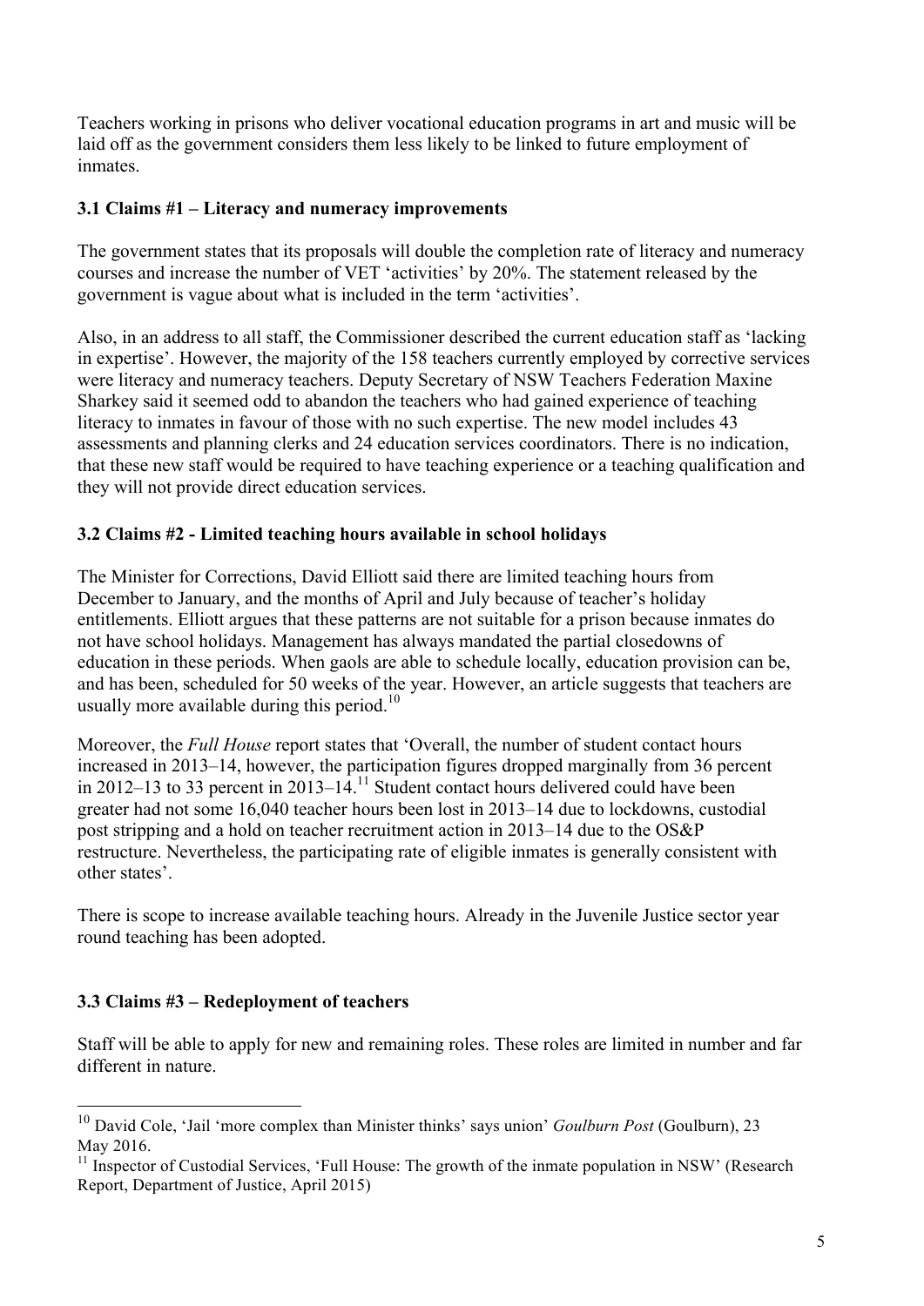Teachers working in prisons who deliver vocational education programs in art and music will be laid off as the government considers them less likely to be linked to future employment of inmates.

### 3.1 Claims #1 – Literacy and numeracy improvements

The government states that its proposals will double the completion rate of literacy and numeracy courses and increase the number of VET 'activities' by 20%. The statement released by the government is vague about what is included in the term 'activities'.

Also, in an address to all staff, the Commissioner described the current education staff as 'lacking in expertise'. However, the majority of the 158 teachers currently employed by corrective services were literacy and numeracy teachers. Deputy Secretary of NSW Teachers Federation Maxine Sharkey said it seemed odd to abandon the teachers who had gained experience of teaching literacy to inmates in favour of those with no such expertise. The new model includes 43 assessments and planning clerks and 24 education services coordinators. There is no indication, that these new staff would be required to have teaching experience or a teaching qualification and they will not provide direct education services.

### 3.2 Claims #2 - Limited teaching hours available in school holidays

The Minister for Corrections, David Elliott said there are limited teaching hours from December to January, and the months of April and July because of teacher's holiday entitlements. Elliott argues that these patterns are not suitable for a prison because inmates do not have school holidays. Management has always mandated the partial closedowns of education in these periods. When gaols are able to schedule locally, education provision can be, and has been, scheduled for 50 weeks of the year. However, an article suggests that teachers are usually more available during this period.[10]

Moreover, the *Full House* report states that 'Overall, the number of student contact hours increased in 2013–14, however, the participation figures dropped marginally from 36 percent in 2012–13 to 33 percent in 2013–14.[11] Student contact hours delivered could have been greater had not some 16,040 teacher hours been lost in 2013–14 due to lockdowns, custodial post stripping and a hold on teacher recruitment action in 2013–14 due to the OS&P restructure. Nevertheless, the participating rate of eligible inmates is generally consistent with other states'.

There is scope to increase available teaching hours. Already in the Juvenile Justice sector year round teaching has been adopted.

### 3.3 Claims #3 – Redeployment of teachers

Staff will be able to apply for new and remaining roles. These roles are limited in number and far different in nature.

---

[10] David Cole, 'Jail 'more complex than Minister thinks' says union' *Goulburn Post* (Goulburn), 23 May 2016.

[11] Inspector of Custodial Services, 'Full House: The growth of the inmate population in NSW' (Research Report, Department of Justice, April 2015)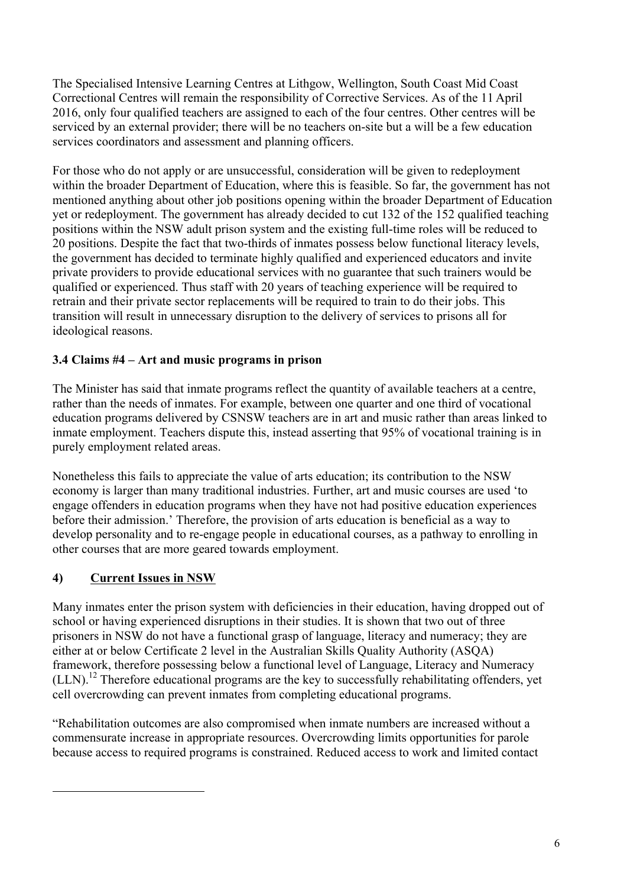The Specialised Intensive Learning Centres at Lithgow, Wellington, South Coast Mid Coast Correctional Centres will remain the responsibility of Corrective Services. As of the 11 April 2016, only four qualified teachers are assigned to each of the four centres. Other centres will be serviced by an external provider; there will be no teachers on-site but a will be a few education services coordinators and assessment and planning officers.

For those who do not apply or are unsuccessful, consideration will be given to redeployment within the broader Department of Education, where this is feasible. So far, the government has not mentioned anything about other job positions opening within the broader Department of Education yet or redeployment. The government has already decided to cut 132 of the 152 qualified teaching positions within the NSW adult prison system and the existing full-time roles will be reduced to 20 positions. Despite the fact that two-thirds of inmates possess below functional literacy levels, the government has decided to terminate highly qualified and experienced educators and invite private providers to provide educational services with no guarantee that such trainers would be qualified or experienced. Thus staff with 20 years of teaching experience will be required to retrain and their private sector replacements will be required to train to do their jobs. This transition will result in unnecessary disruption to the delivery of services to prisons all for ideological reasons.

### 3.4 Claims #4 – Art and music programs in prison

The Minister has said that inmate programs reflect the quantity of available teachers at a centre, rather than the needs of inmates. For example, between one quarter and one third of vocational education programs delivered by CSNSW teachers are in art and music rather than areas linked to inmate employment. Teachers dispute this, instead asserting that 95% of vocational training is in purely employment related areas.

Nonetheless this fails to appreciate the value of arts education; its contribution to the NSW economy is larger than many traditional industries. Further, art and music courses are used 'to engage offenders in education programs when they have not had positive education experiences before their admission.' Therefore, the provision of arts education is beneficial as a way to develop personality and to re-engage people in educational courses, as a pathway to enrolling in other courses that are more geared towards employment.

## 4) Current Issues in NSW

Many inmates enter the prison system with deficiencies in their education, having dropped out of school or having experienced disruptions in their studies. It is shown that two out of three prisoners in NSW do not have a functional grasp of language, literacy and numeracy; they are either at or below Certificate 2 level in the Australian Skills Quality Authority (ASQA) framework, therefore possessing below a functional level of Language, Literacy and Numeracy (LLN).[12] Therefore educational programs are the key to successfully rehabilitating offenders, yet cell overcrowding can prevent inmates from completing educational programs.

"Rehabilitation outcomes are also compromised when inmate numbers are increased without a commensurate increase in appropriate resources. Overcrowding limits opportunities for parole because access to required programs is constrained. Reduced access to work and limited contact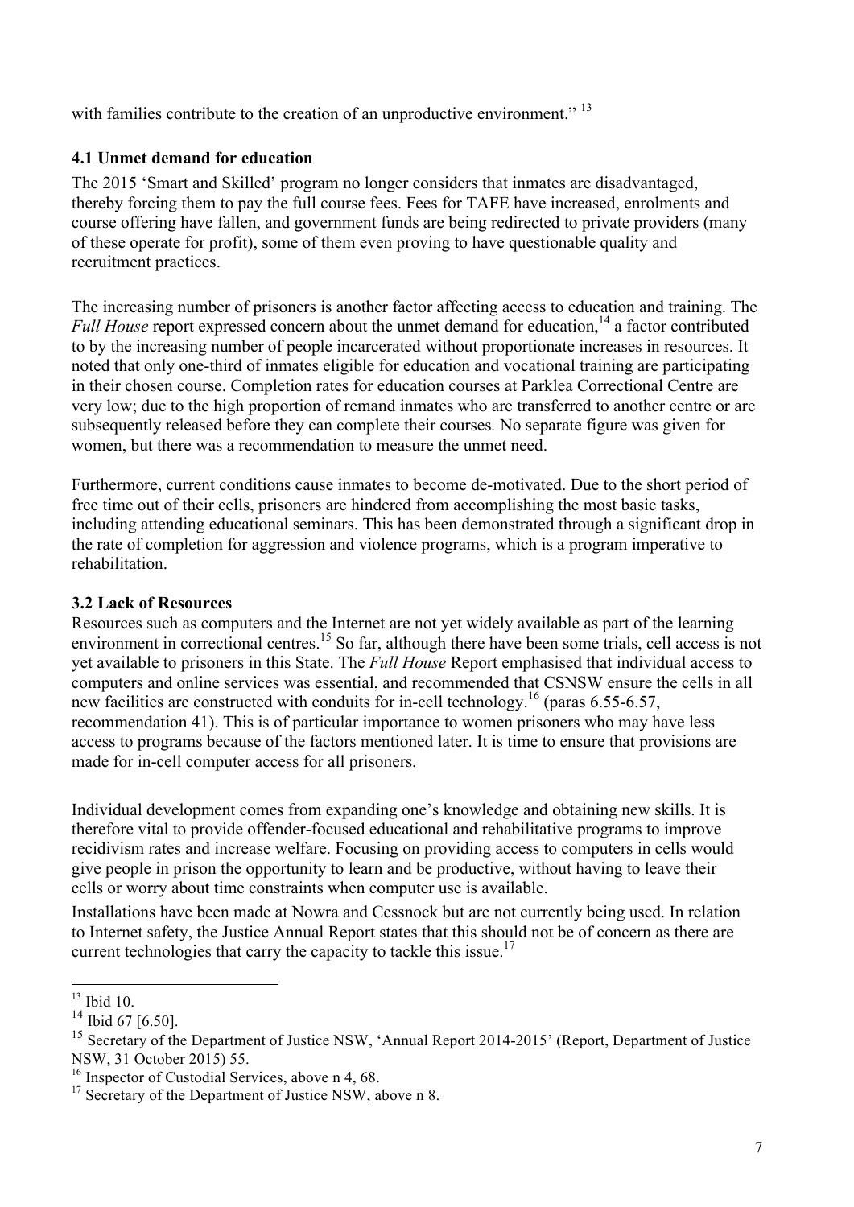with families contribute to the creation of an unproductive environment." [13]

### 4.1 Unmet demand for education

The 2015 'Smart and Skilled' program no longer considers that inmates are disadvantaged, thereby forcing them to pay the full course fees. Fees for TAFE have increased, enrolments and course offering have fallen, and government funds are being redirected to private providers (many of these operate for profit), some of them even proving to have questionable quality and recruitment practices.

The increasing number of prisoners is another factor affecting access to education and training. The *Full House* report expressed concern about the unmet demand for education,[14] a factor contributed to by the increasing number of people incarcerated without proportionate increases in resources. It noted that only one-third of inmates eligible for education and vocational training are participating in their chosen course. Completion rates for education courses at Parklea Correctional Centre are very low; due to the high proportion of remand inmates who are transferred to another centre or are subsequently released before they can complete their courses. No separate figure was given for women, but there was a recommendation to measure the unmet need.

Furthermore, current conditions cause inmates to become de-motivated. Due to the short period of free time out of their cells, prisoners are hindered from accomplishing the most basic tasks, including attending educational seminars. This has been demonstrated through a significant drop in the rate of completion for aggression and violence programs, which is a program imperative to rehabilitation.

### 3.2 Lack of Resources

Resources such as computers and the Internet are not yet widely available as part of the learning environment in correctional centres.[15] So far, although there have been some trials, cell access is not yet available to prisoners in this State. The *Full House* Report emphasised that individual access to computers and online services was essential, and recommended that CSNSW ensure the cells in all new facilities are constructed with conduits for in-cell technology.[16] (paras 6.55-6.57, recommendation 41). This is of particular importance to women prisoners who may have less access to programs because of the factors mentioned later. It is time to ensure that provisions are made for in-cell computer access for all prisoners.

Individual development comes from expanding one's knowledge and obtaining new skills. It is therefore vital to provide offender-focused educational and rehabilitative programs to improve recidivism rates and increase welfare. Focusing on providing access to computers in cells would give people in prison the opportunity to learn and be productive, without having to leave their cells or worry about time constraints when computer use is available.

Installations have been made at Nowra and Cessnock but are not currently being used. In relation to Internet safety, the Justice Annual Report states that this should not be of concern as there are current technologies that carry the capacity to tackle this issue.[17]

---

[13] Ibid 10.

[14] Ibid 67 [6.50].

[15] Secretary of the Department of Justice NSW, 'Annual Report 2014-2015' (Report, Department of Justice NSW, 31 October 2015) 55.

[16] Inspector of Custodial Services, above n 4, 68.

[17] Secretary of the Department of Justice NSW, above n 8.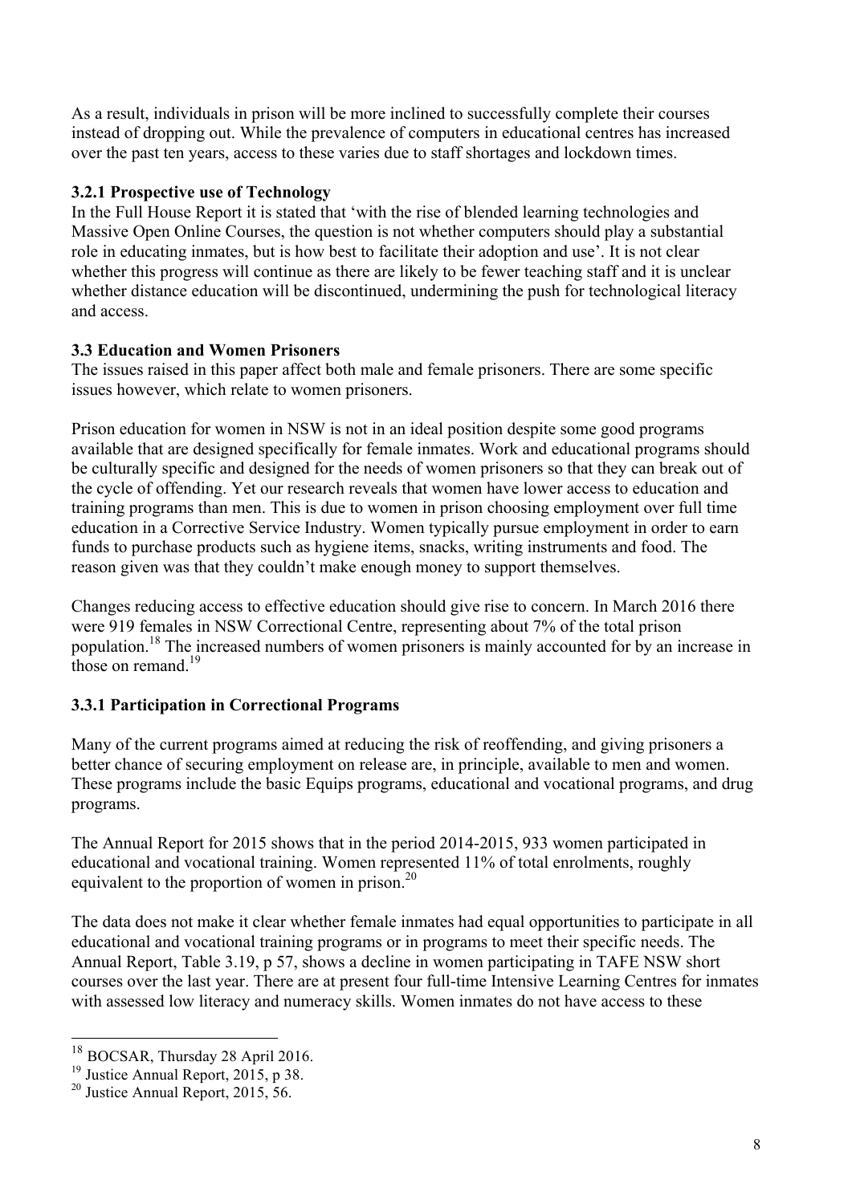As a result, individuals in prison will be more inclined to successfully complete their courses instead of dropping out. While the prevalence of computers in educational centres has increased over the past ten years, access to these varies due to staff shortages and lockdown times.

### 3.2.1 Prospective use of Technology

In the Full House Report it is stated that 'with the rise of blended learning technologies and Massive Open Online Courses, the question is not whether computers should play a substantial role in educating inmates, but is how best to facilitate their adoption and use'. It is not clear whether this progress will continue as there are likely to be fewer teaching staff and it is unclear whether distance education will be discontinued, undermining the push for technological literacy and access.

### 3.3 Education and Women Prisoners

The issues raised in this paper affect both male and female prisoners. There are some specific issues however, which relate to women prisoners.

Prison education for women in NSW is not in an ideal position despite some good programs available that are designed specifically for female inmates. Work and educational programs should be culturally specific and designed for the needs of women prisoners so that they can break out of the cycle of offending. Yet our research reveals that women have lower access to education and training programs than men. This is due to women in prison choosing employment over full time education in a Corrective Service Industry. Women typically pursue employment in order to earn funds to purchase products such as hygiene items, snacks, writing instruments and food. The reason given was that they couldn't make enough money to support themselves.

Changes reducing access to effective education should give rise to concern. In March 2016 there were 919 females in NSW Correctional Centre, representing about 7% of the total prison population.[18] The increased numbers of women prisoners is mainly accounted for by an increase in those on remand.[19]

### 3.3.1 Participation in Correctional Programs

Many of the current programs aimed at reducing the risk of reoffending, and giving prisoners a better chance of securing employment on release are, in principle, available to men and women. These programs include the basic Equips programs, educational and vocational programs, and drug programs.

The Annual Report for 2015 shows that in the period 2014-2015, 933 women participated in educational and vocational training. Women represented 11% of total enrolments, roughly equivalent to the proportion of women in prison.[20]

The data does not make it clear whether female inmates had equal opportunities to participate in all educational and vocational training programs or in programs to meet their specific needs. The Annual Report, Table 3.19, p 57, shows a decline in women participating in TAFE NSW short courses over the last year. There are at present four full-time Intensive Learning Centres for inmates with assessed low literacy and numeracy skills. Women inmates do not have access to these

---

[18] BOCSAR, Thursday 28 April 2016.

[19] Justice Annual Report, 2015, p 38.

[20] Justice Annual Report, 2015, 56.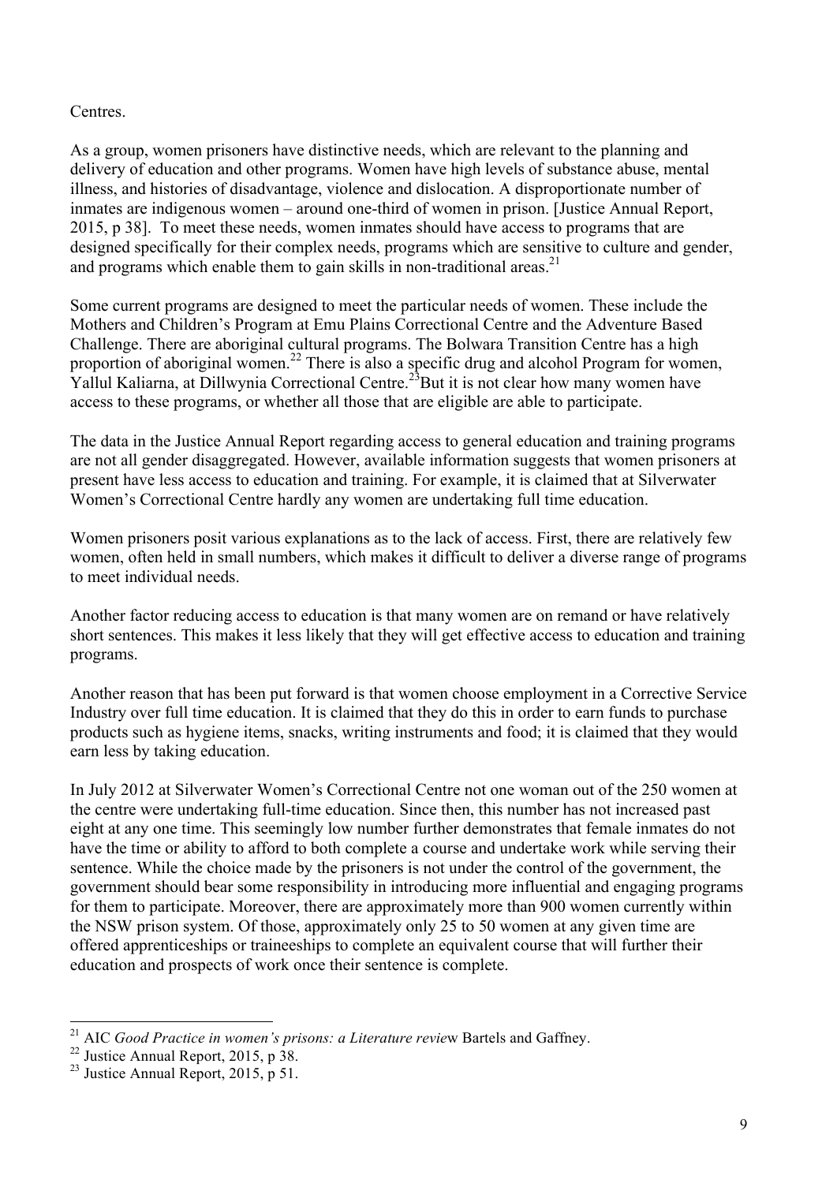Centres.

As a group, women prisoners have distinctive needs, which are relevant to the planning and delivery of education and other programs. Women have high levels of substance abuse, mental illness, and histories of disadvantage, violence and dislocation. A disproportionate number of inmates are indigenous women – around one-third of women in prison. [Justice Annual Report, 2015, p 38]. To meet these needs, women inmates should have access to programs that are designed specifically for their complex needs, programs which are sensitive to culture and gender, and programs which enable them to gain skills in non-traditional areas.[21]

Some current programs are designed to meet the particular needs of women. These include the Mothers and Children's Program at Emu Plains Correctional Centre and the Adventure Based Challenge. There are aboriginal cultural programs. The Bolwara Transition Centre has a high proportion of aboriginal women.[22] There is also a specific drug and alcohol Program for women, Yallul Kaliarna, at Dillwynia Correctional Centre.[23]But it is not clear how many women have access to these programs, or whether all those that are eligible are able to participate.

The data in the Justice Annual Report regarding access to general education and training programs are not all gender disaggregated. However, available information suggests that women prisoners at present have less access to education and training. For example, it is claimed that at Silverwater Women's Correctional Centre hardly any women are undertaking full time education.

Women prisoners posit various explanations as to the lack of access. First, there are relatively few women, often held in small numbers, which makes it difficult to deliver a diverse range of programs to meet individual needs.

Another factor reducing access to education is that many women are on remand or have relatively short sentences. This makes it less likely that they will get effective access to education and training programs.

Another reason that has been put forward is that women choose employment in a Corrective Service Industry over full time education. It is claimed that they do this in order to earn funds to purchase products such as hygiene items, snacks, writing instruments and food; it is claimed that they would earn less by taking education.

In July 2012 at Silverwater Women's Correctional Centre not one woman out of the 250 women at the centre were undertaking full-time education. Since then, this number has not increased past eight at any one time. This seemingly low number further demonstrates that female inmates do not have the time or ability to afford to both complete a course and undertake work while serving their sentence. While the choice made by the prisoners is not under the control of the government, the government should bear some responsibility in introducing more influential and engaging programs for them to participate. Moreover, there are approximately more than 900 women currently within the NSW prison system. Of those, approximately only 25 to 50 women at any given time are offered apprenticeships or traineeships to complete an equivalent course that will further their education and prospects of work once their sentence is complete.

---

[21] AIC *Good Practice in women's prisons: a Literature review* Bartels and Gaffney.

[22] Justice Annual Report, 2015, p 38.

[23] Justice Annual Report, 2015, p 51.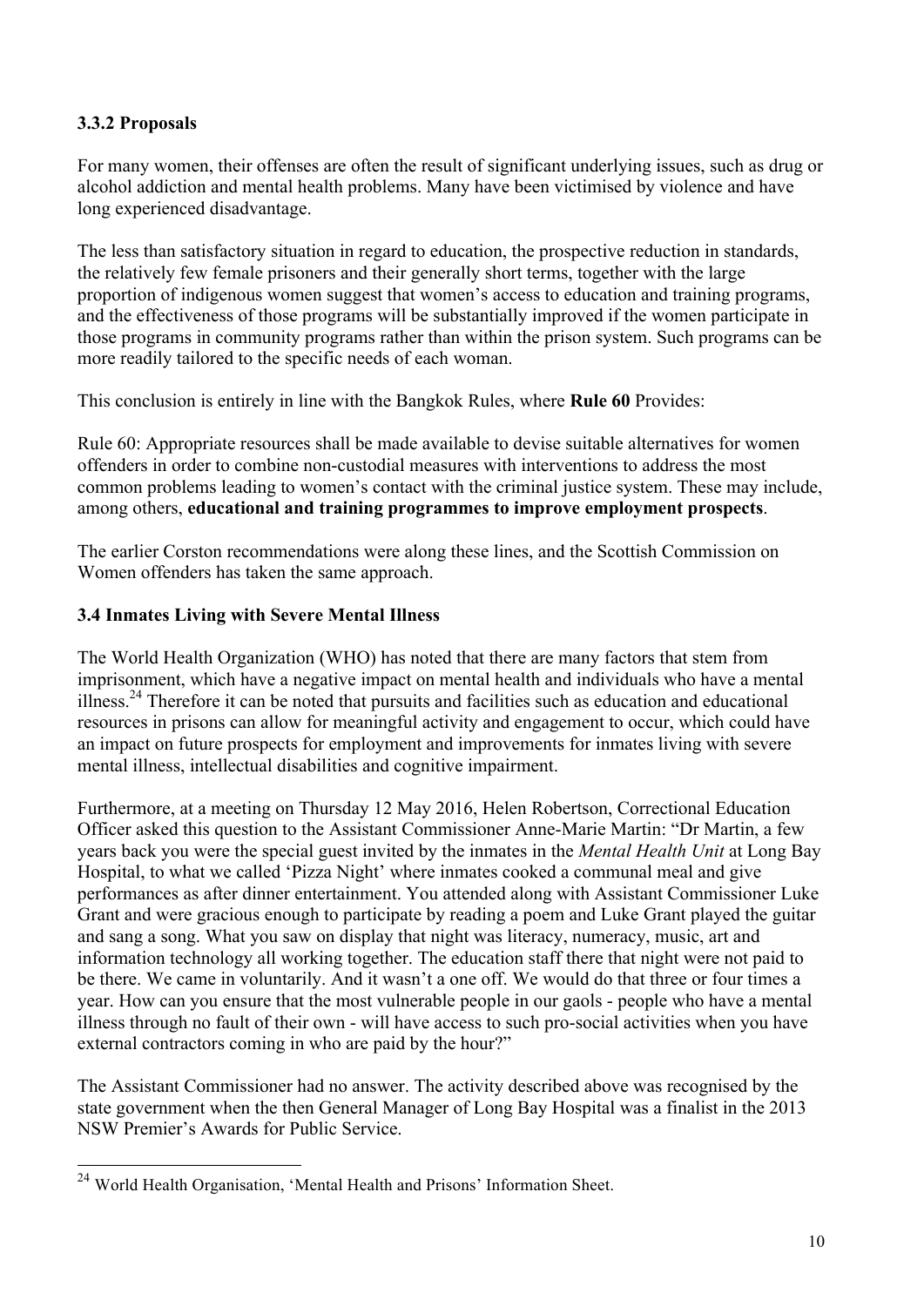### 3.3.2 Proposals

For many women, their offenses are often the result of significant underlying issues, such as drug or alcohol addiction and mental health problems. Many have been victimised by violence and have long experienced disadvantage.

The less than satisfactory situation in regard to education, the prospective reduction in standards, the relatively few female prisoners and their generally short terms, together with the large proportion of indigenous women suggest that women's access to education and training programs, and the effectiveness of those programs will be substantially improved if the women participate in those programs in community programs rather than within the prison system. Such programs can be more readily tailored to the specific needs of each woman.

This conclusion is entirely in line with the Bangkok Rules, where **Rule 60** Provides:

Rule 60: Appropriate resources shall be made available to devise suitable alternatives for women offenders in order to combine non-custodial measures with interventions to address the most common problems leading to women's contact with the criminal justice system. These may include, among others, **educational and training programmes to improve employment prospects**.

The earlier Corston recommendations were along these lines, and the Scottish Commission on Women offenders has taken the same approach.

### 3.4 Inmates Living with Severe Mental Illness

The World Health Organization (WHO) has noted that there are many factors that stem from imprisonment, which have a negative impact on mental health and individuals who have a mental illness.[24] Therefore it can be noted that pursuits and facilities such as education and educational resources in prisons can allow for meaningful activity and engagement to occur, which could have an impact on future prospects for employment and improvements for inmates living with severe mental illness, intellectual disabilities and cognitive impairment.

Furthermore, at a meeting on Thursday 12 May 2016, Helen Robertson, Correctional Education Officer asked this question to the Assistant Commissioner Anne-Marie Martin: "Dr Martin, a few years back you were the special guest invited by the inmates in the *Mental Health Unit* at Long Bay Hospital, to what we called 'Pizza Night' where inmates cooked a communal meal and give performances as after dinner entertainment. You attended along with Assistant Commissioner Luke Grant and were gracious enough to participate by reading a poem and Luke Grant played the guitar and sang a song. What you saw on display that night was literacy, numeracy, music, art and information technology all working together. The education staff there that night were not paid to be there. We came in voluntarily. And it wasn't a one off. We would do that three or four times a year. How can you ensure that the most vulnerable people in our gaols - people who have a mental illness through no fault of their own - will have access to such pro-social activities when you have external contractors coming in who are paid by the hour?"

The Assistant Commissioner had no answer. The activity described above was recognised by the state government when the then General Manager of Long Bay Hospital was a finalist in the 2013 NSW Premier's Awards for Public Service.

---

[24] World Health Organisation, 'Mental Health and Prisons' Information Sheet.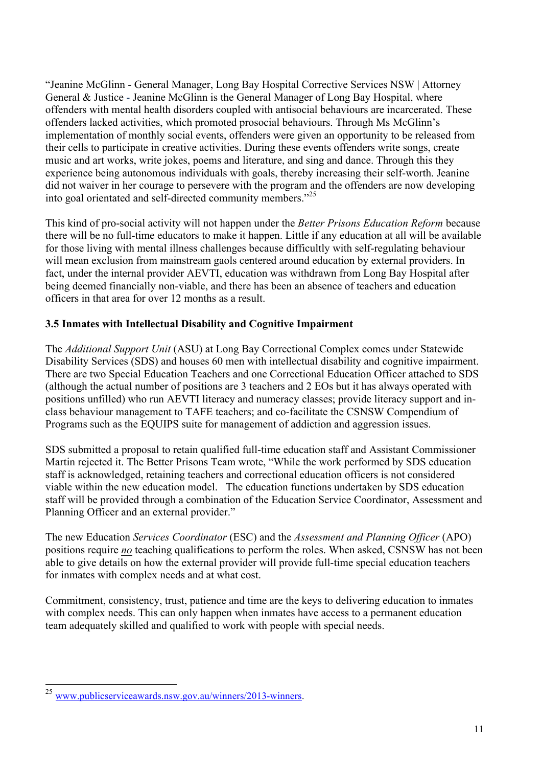"Jeanine McGlinn - General Manager, Long Bay Hospital Corrective Services NSW | Attorney General & Justice - Jeanine McGlinn is the General Manager of Long Bay Hospital, where offenders with mental health disorders coupled with antisocial behaviours are incarcerated. These offenders lacked activities, which promoted prosocial behaviours. Through Ms McGlinn's implementation of monthly social events, offenders were given an opportunity to be released from their cells to participate in creative activities. During these events offenders write songs, create music and art works, write jokes, poems and literature, and sing and dance. Through this they experience being autonomous individuals with goals, thereby increasing their self-worth. Jeanine did not waiver in her courage to persevere with the program and the offenders are now developing into goal orientated and self-directed community members."[25]

This kind of pro-social activity will not happen under the *Better Prisons Education Reform* because there will be no full-time educators to make it happen. Little if any education at all will be available for those living with mental illness challenges because difficultly with self-regulating behaviour will mean exclusion from mainstream gaols centered around education by external providers. In fact, under the internal provider AEVTI, education was withdrawn from Long Bay Hospital after being deemed financially non-viable, and there has been an absence of teachers and education officers in that area for over 12 months as a result.

### 3.5 Inmates with Intellectual Disability and Cognitive Impairment

The *Additional Support Unit* (ASU) at Long Bay Correctional Complex comes under Statewide Disability Services (SDS) and houses 60 men with intellectual disability and cognitive impairment. There are two Special Education Teachers and one Correctional Education Officer attached to SDS (although the actual number of positions are 3 teachers and 2 EOs but it has always operated with positions unfilled) who run AEVTI literacy and numeracy classes; provide literacy support and in-class behaviour management to TAFE teachers; and co-facilitate the CSNSW Compendium of Programs such as the EQUIPS suite for management of addiction and aggression issues.

SDS submitted a proposal to retain qualified full-time education staff and Assistant Commissioner Martin rejected it. The Better Prisons Team wrote, "While the work performed by SDS education staff is acknowledged, retaining teachers and correctional education officers is not considered viable within the new education model. The education functions undertaken by SDS education staff will be provided through a combination of the Education Service Coordinator, Assessment and Planning Officer and an external provider."

The new Education *Services Coordinator* (ESC) and the *Assessment and Planning Officer* (APO) positions require ***no*** teaching qualifications to perform the roles. When asked, CSNSW has not been able to give details on how the external provider will provide full-time special education teachers for inmates with complex needs and at what cost.

Commitment, consistency, trust, patience and time are the keys to delivering education to inmates with complex needs. This can only happen when inmates have access to a permanent education team adequately skilled and qualified to work with people with special needs.

---

[25] www.publicserviceawards.nsw.gov.au/winners/2013-winners.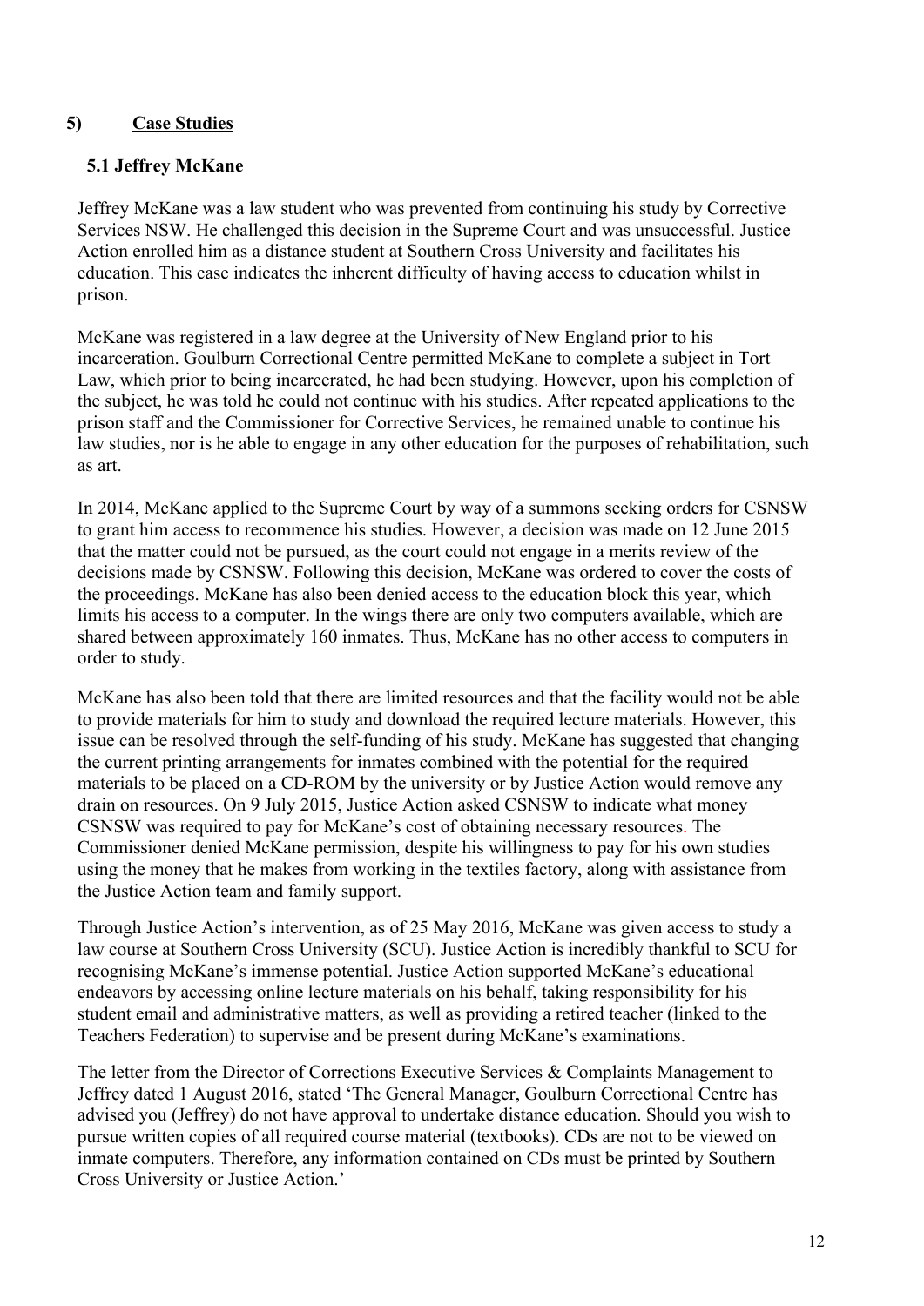## 5) Case Studies

### 5.1 Jeffrey McKane

Jeffrey McKane was a law student who was prevented from continuing his study by Corrective Services NSW. He challenged this decision in the Supreme Court and was unsuccessful. Justice Action enrolled him as a distance student at Southern Cross University and facilitates his education. This case indicates the inherent difficulty of having access to education whilst in prison.

McKane was registered in a law degree at the University of New England prior to his incarceration. Goulburn Correctional Centre permitted McKane to complete a subject in Tort Law, which prior to being incarcerated, he had been studying. However, upon his completion of the subject, he was told he could not continue with his studies. After repeated applications to the prison staff and the Commissioner for Corrective Services, he remained unable to continue his law studies, nor is he able to engage in any other education for the purposes of rehabilitation, such as art.

In 2014, McKane applied to the Supreme Court by way of a summons seeking orders for CSNSW to grant him access to recommence his studies. However, a decision was made on 12 June 2015 that the matter could not be pursued, as the court could not engage in a merits review of the decisions made by CSNSW. Following this decision, McKane was ordered to cover the costs of the proceedings. McKane has also been denied access to the education block this year, which limits his access to a computer. In the wings there are only two computers available, which are shared between approximately 160 inmates. Thus, McKane has no other access to computers in order to study.

McKane has also been told that there are limited resources and that the facility would not be able to provide materials for him to study and download the required lecture materials. However, this issue can be resolved through the self-funding of his study. McKane has suggested that changing the current printing arrangements for inmates combined with the potential for the required materials to be placed on a CD-ROM by the university or by Justice Action would remove any drain on resources. On 9 July 2015, Justice Action asked CSNSW to indicate what money CSNSW was required to pay for McKane's cost of obtaining necessary resources. The Commissioner denied McKane permission, despite his willingness to pay for his own studies using the money that he makes from working in the textiles factory, along with assistance from the Justice Action team and family support.

Through Justice Action's intervention, as of 25 May 2016, McKane was given access to study a law course at Southern Cross University (SCU). Justice Action is incredibly thankful to SCU for recognising McKane's immense potential. Justice Action supported McKane's educational endeavors by accessing online lecture materials on his behalf, taking responsibility for his student email and administrative matters, as well as providing a retired teacher (linked to the Teachers Federation) to supervise and be present during McKane's examinations.

The letter from the Director of Corrections Executive Services & Complaints Management to Jeffrey dated 1 August 2016, stated 'The General Manager, Goulburn Correctional Centre has advised you (Jeffrey) do not have approval to undertake distance education. Should you wish to pursue written copies of all required course material (textbooks). CDs are not to be viewed on inmate computers. Therefore, any information contained on CDs must be printed by Southern Cross University or Justice Action.'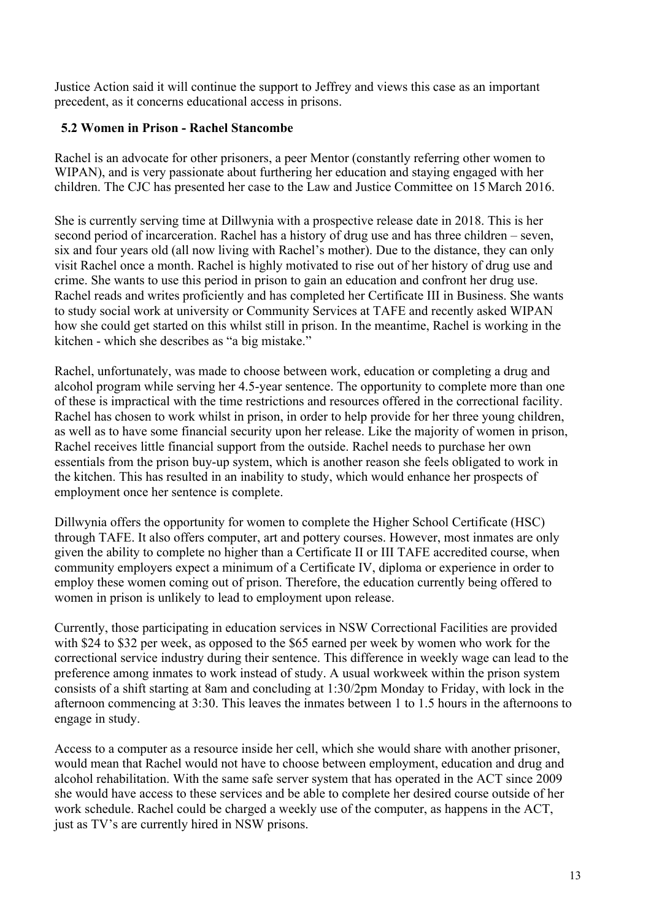Justice Action said it will continue the support to Jeffrey and views this case as an important precedent, as it concerns educational access in prisons.

### 5.2 Women in Prison - Rachel Stancombe

Rachel is an advocate for other prisoners, a peer Mentor (constantly referring other women to WIPAN), and is very passionate about furthering her education and staying engaged with her children. The CJC has presented her case to the Law and Justice Committee on 15 March 2016.

She is currently serving time at Dillwynia with a prospective release date in 2018. This is her second period of incarceration. Rachel has a history of drug use and has three children – seven, six and four years old (all now living with Rachel's mother). Due to the distance, they can only visit Rachel once a month. Rachel is highly motivated to rise out of her history of drug use and crime. She wants to use this period in prison to gain an education and confront her drug use. Rachel reads and writes proficiently and has completed her Certificate III in Business. She wants to study social work at university or Community Services at TAFE and recently asked WIPAN how she could get started on this whilst still in prison. In the meantime, Rachel is working in the kitchen - which she describes as "a big mistake."

Rachel, unfortunately, was made to choose between work, education or completing a drug and alcohol program while serving her 4.5-year sentence. The opportunity to complete more than one of these is impractical with the time restrictions and resources offered in the correctional facility. Rachel has chosen to work whilst in prison, in order to help provide for her three young children, as well as to have some financial security upon her release. Like the majority of women in prison, Rachel receives little financial support from the outside. Rachel needs to purchase her own essentials from the prison buy-up system, which is another reason she feels obligated to work in the kitchen. This has resulted in an inability to study, which would enhance her prospects of employment once her sentence is complete.

Dillwynia offers the opportunity for women to complete the Higher School Certificate (HSC) through TAFE. It also offers computer, art and pottery courses. However, most inmates are only given the ability to complete no higher than a Certificate II or III TAFE accredited course, when community employers expect a minimum of a Certificate IV, diploma or experience in order to employ these women coming out of prison. Therefore, the education currently being offered to women in prison is unlikely to lead to employment upon release.

Currently, those participating in education services in NSW Correctional Facilities are provided with $24 to $32 per week, as opposed to the $65 earned per week by women who work for the correctional service industry during their sentence. This difference in weekly wage can lead to the preference among inmates to work instead of study. A usual workweek within the prison system consists of a shift starting at 8am and concluding at 1:30/2pm Monday to Friday, with lock in the afternoon commencing at 3:30. This leaves the inmates between 1 to 1.5 hours in the afternoons to engage in study.

Access to a computer as a resource inside her cell, which she would share with another prisoner, would mean that Rachel would not have to choose between employment, education and drug and alcohol rehabilitation. With the same safe server system that has operated in the ACT since 2009 she would have access to these services and be able to complete her desired course outside of her work schedule. Rachel could be charged a weekly use of the computer, as happens in the ACT, just as TV's are currently hired in NSW prisons.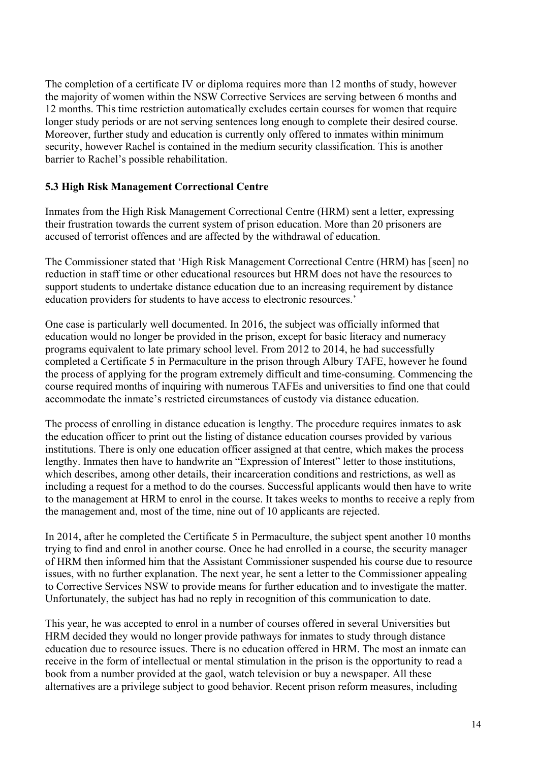The completion of a certificate IV or diploma requires more than 12 months of study, however the majority of women within the NSW Corrective Services are serving between 6 months and 12 months. This time restriction automatically excludes certain courses for women that require longer study periods or are not serving sentences long enough to complete their desired course. Moreover, further study and education is currently only offered to inmates within minimum security, however Rachel is contained in the medium security classification. This is another barrier to Rachel's possible rehabilitation.

### 5.3 High Risk Management Correctional Centre

Inmates from the High Risk Management Correctional Centre (HRM) sent a letter, expressing their frustration towards the current system of prison education. More than 20 prisoners are accused of terrorist offences and are affected by the withdrawal of education.

The Commissioner stated that 'High Risk Management Correctional Centre (HRM) has [seen] no reduction in staff time or other educational resources but HRM does not have the resources to support students to undertake distance education due to an increasing requirement by distance education providers for students to have access to electronic resources.'

One case is particularly well documented. In 2016, the subject was officially informed that education would no longer be provided in the prison, except for basic literacy and numeracy programs equivalent to late primary school level. From 2012 to 2014, he had successfully completed a Certificate 5 in Permaculture in the prison through Albury TAFE, however he found the process of applying for the program extremely difficult and time-consuming. Commencing the course required months of inquiring with numerous TAFEs and universities to find one that could accommodate the inmate's restricted circumstances of custody via distance education.

The process of enrolling in distance education is lengthy. The procedure requires inmates to ask the education officer to print out the listing of distance education courses provided by various institutions. There is only one education officer assigned at that centre, which makes the process lengthy. Inmates then have to handwrite an "Expression of Interest" letter to those institutions, which describes, among other details, their incarceration conditions and restrictions, as well as including a request for a method to do the courses. Successful applicants would then have to write to the management at HRM to enrol in the course. It takes weeks to months to receive a reply from the management and, most of the time, nine out of 10 applicants are rejected.

In 2014, after he completed the Certificate 5 in Permaculture, the subject spent another 10 months trying to find and enrol in another course. Once he had enrolled in a course, the security manager of HRM then informed him that the Assistant Commissioner suspended his course due to resource issues, with no further explanation. The next year, he sent a letter to the Commissioner appealing to Corrective Services NSW to provide means for further education and to investigate the matter. Unfortunately, the subject has had no reply in recognition of this communication to date.

This year, he was accepted to enrol in a number of courses offered in several Universities but HRM decided they would no longer provide pathways for inmates to study through distance education due to resource issues. There is no education offered in HRM. The most an inmate can receive in the form of intellectual or mental stimulation in the prison is the opportunity to read a book from a number provided at the gaol, watch television or buy a newspaper. All these alternatives are a privilege subject to good behavior. Recent prison reform measures, including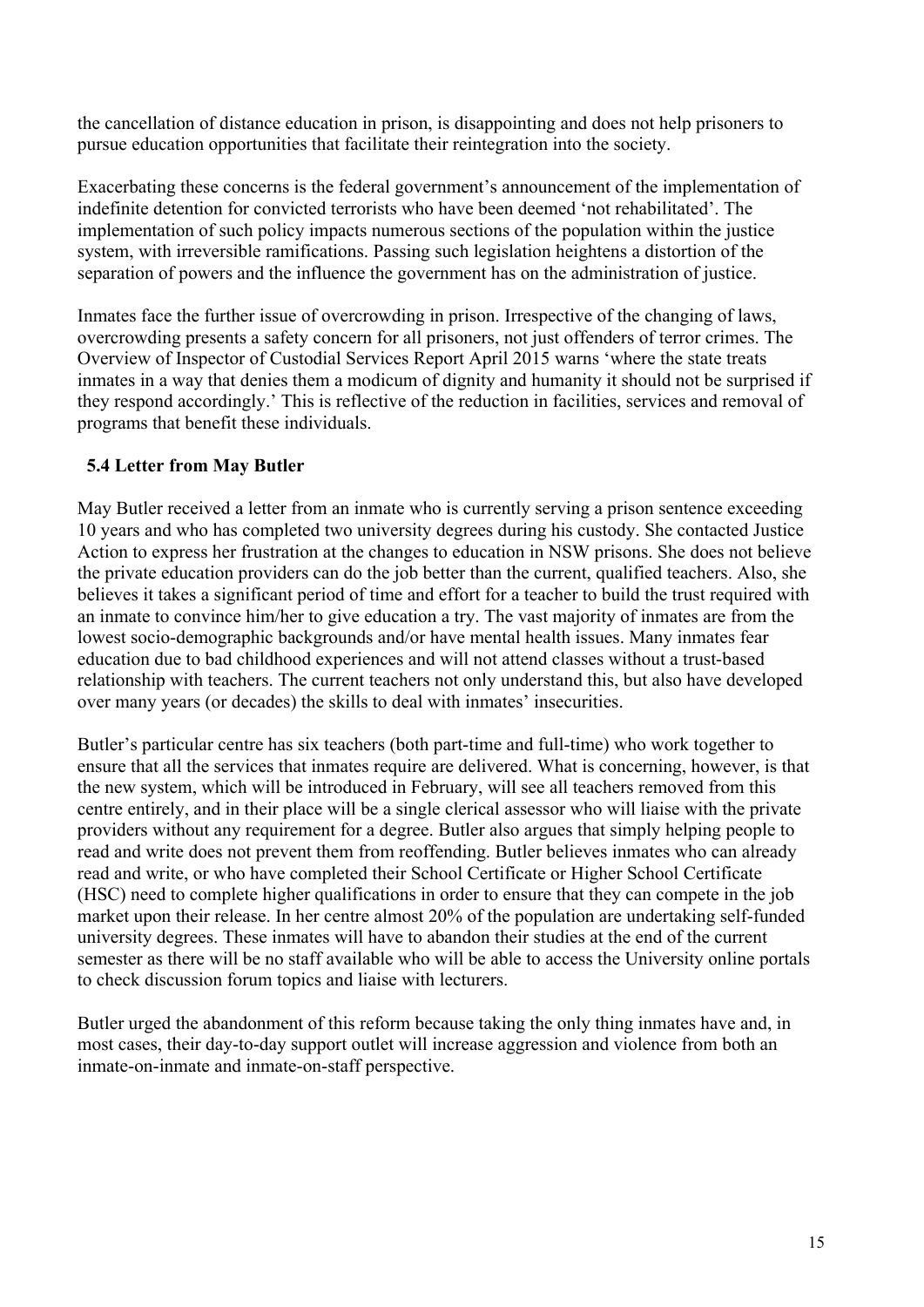the cancellation of distance education in prison, is disappointing and does not help prisoners to pursue education opportunities that facilitate their reintegration into the society.

Exacerbating these concerns is the federal government's announcement of the implementation of indefinite detention for convicted terrorists who have been deemed 'not rehabilitated'. The implementation of such policy impacts numerous sections of the population within the justice system, with irreversible ramifications. Passing such legislation heightens a distortion of the separation of powers and the influence the government has on the administration of justice.

Inmates face the further issue of overcrowding in prison. Irrespective of the changing of laws, overcrowding presents a safety concern for all prisoners, not just offenders of terror crimes. The Overview of Inspector of Custodial Services Report April 2015 warns 'where the state treats inmates in a way that denies them a modicum of dignity and humanity it should not be surprised if they respond accordingly.' This is reflective of the reduction in facilities, services and removal of programs that benefit these individuals.

### 5.4 Letter from May Butler

May Butler received a letter from an inmate who is currently serving a prison sentence exceeding 10 years and who has completed two university degrees during his custody. She contacted Justice Action to express her frustration at the changes to education in NSW prisons. She does not believe the private education providers can do the job better than the current, qualified teachers. Also, she believes it takes a significant period of time and effort for a teacher to build the trust required with an inmate to convince him/her to give education a try. The vast majority of inmates are from the lowest socio-demographic backgrounds and/or have mental health issues. Many inmates fear education due to bad childhood experiences and will not attend classes without a trust-based relationship with teachers. The current teachers not only understand this, but also have developed over many years (or decades) the skills to deal with inmates' insecurities.

Butler's particular centre has six teachers (both part-time and full-time) who work together to ensure that all the services that inmates require are delivered. What is concerning, however, is that the new system, which will be introduced in February, will see all teachers removed from this centre entirely, and in their place will be a single clerical assessor who will liaise with the private providers without any requirement for a degree. Butler also argues that simply helping people to read and write does not prevent them from reoffending. Butler believes inmates who can already read and write, or who have completed their School Certificate or Higher School Certificate (HSC) need to complete higher qualifications in order to ensure that they can compete in the job market upon their release. In her centre almost 20% of the population are undertaking self-funded university degrees. These inmates will have to abandon their studies at the end of the current semester as there will be no staff available who will be able to access the University online portals to check discussion forum topics and liaise with lecturers.

Butler urged the abandonment of this reform because taking the only thing inmates have and, in most cases, their day-to-day support outlet will increase aggression and violence from both an inmate-on-inmate and inmate-on-staff perspective.